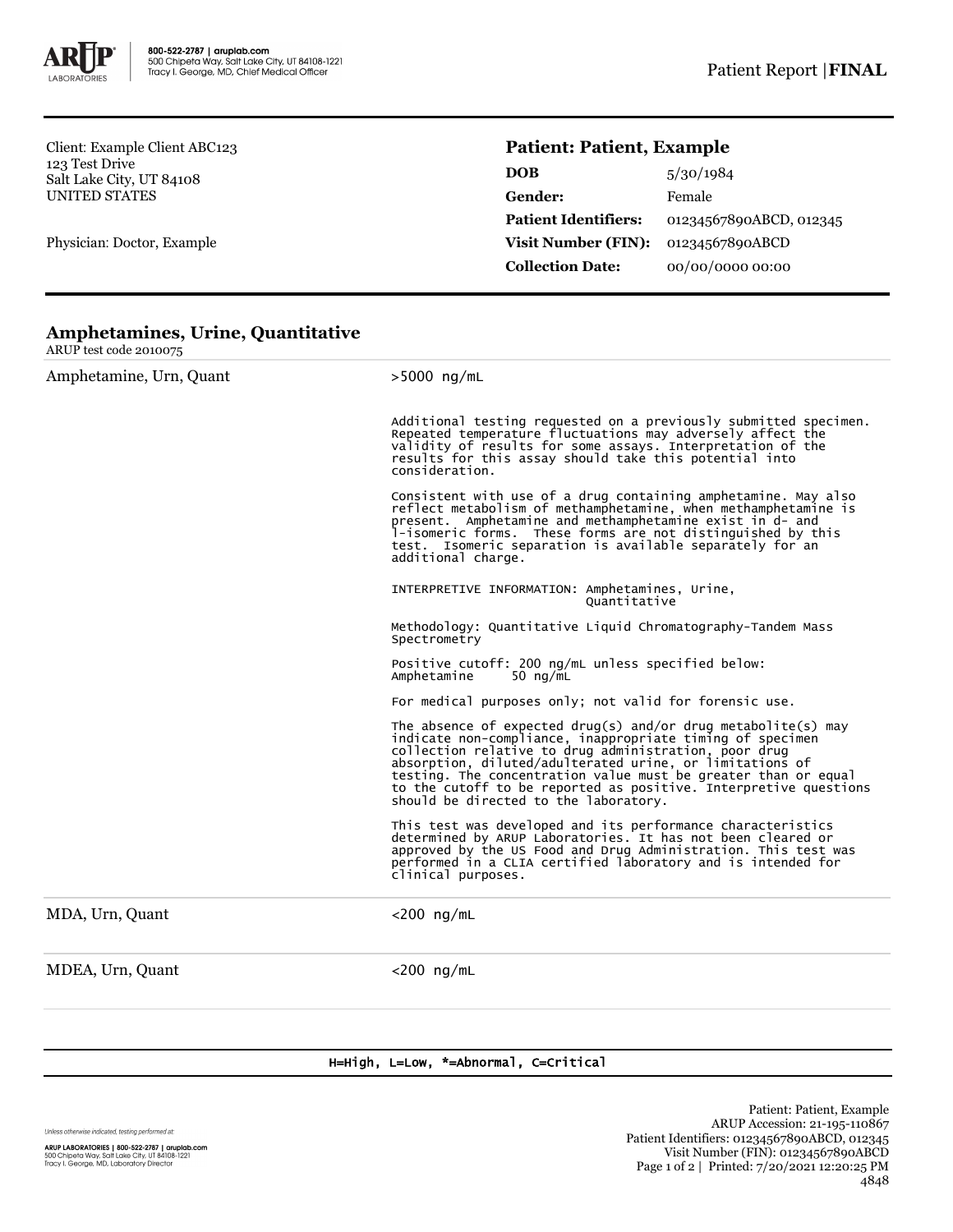Client: Example Client ABC123
123 Test Drive
Salt Lake City, UT 84108
UNITED STATES

Physician: Doctor, Example

## Patient: Patient, Example

| | |
|---|---|
| **DOB** | 5/30/1984 |
| **Gender:** | Female |
| **Patient Identifiers:** | 01234567890ABCD, 012345 |
| **Visit Number (FIN):** | 01234567890ABCD |
| **Collection Date:** | 00/00/0000 00:00 |

## Amphetamines, Urine, Quantitative

ARUP test code 2010075

| | |
|---|---|
| Amphetamine, Urn, Quant | >5000 ng/mL |

Additional testing requested on a previously submitted specimen. Repeated temperature fluctuations may adversely affect the validity of results for some assays. Interpretation of the results for this assay should take this potential into consideration.

Consistent with use of a drug containing amphetamine. May also reflect metabolism of methamphetamine, when methamphetamine is present. Amphetamine and methamphetamine exist in d- and l-isomeric forms. These forms are not distinguished by this test. Isomeric separation is available separately for an additional charge.

INTERPRETIVE INFORMATION: Amphetamines, Urine, Quantitative

Methodology: Quantitative Liquid Chromatography-Tandem Mass Spectrometry

Positive cutoff: 200 ng/mL unless specified below:
Amphetamine 50 ng/mL

For medical purposes only; not valid for forensic use.

The absence of expected drug(s) and/or drug metabolite(s) may indicate non-compliance, inappropriate timing of specimen collection relative to drug administration, poor drug absorption, diluted/adulterated urine, or limitations of testing. The concentration value must be greater than or equal to the cutoff to be reported as positive. Interpretive questions should be directed to the laboratory.

This test was developed and its performance characteristics determined by ARUP Laboratories. It has not been cleared or approved by the US Food and Drug Administration. This test was performed in a CLIA certified laboratory and is intended for clinical purposes.

| | |
|---|---|
| MDA, Urn, Quant | <200 ng/mL |
| MDEA, Urn, Quant | <200 ng/mL |

H=High, L=Low, *=Abnormal, C=Critical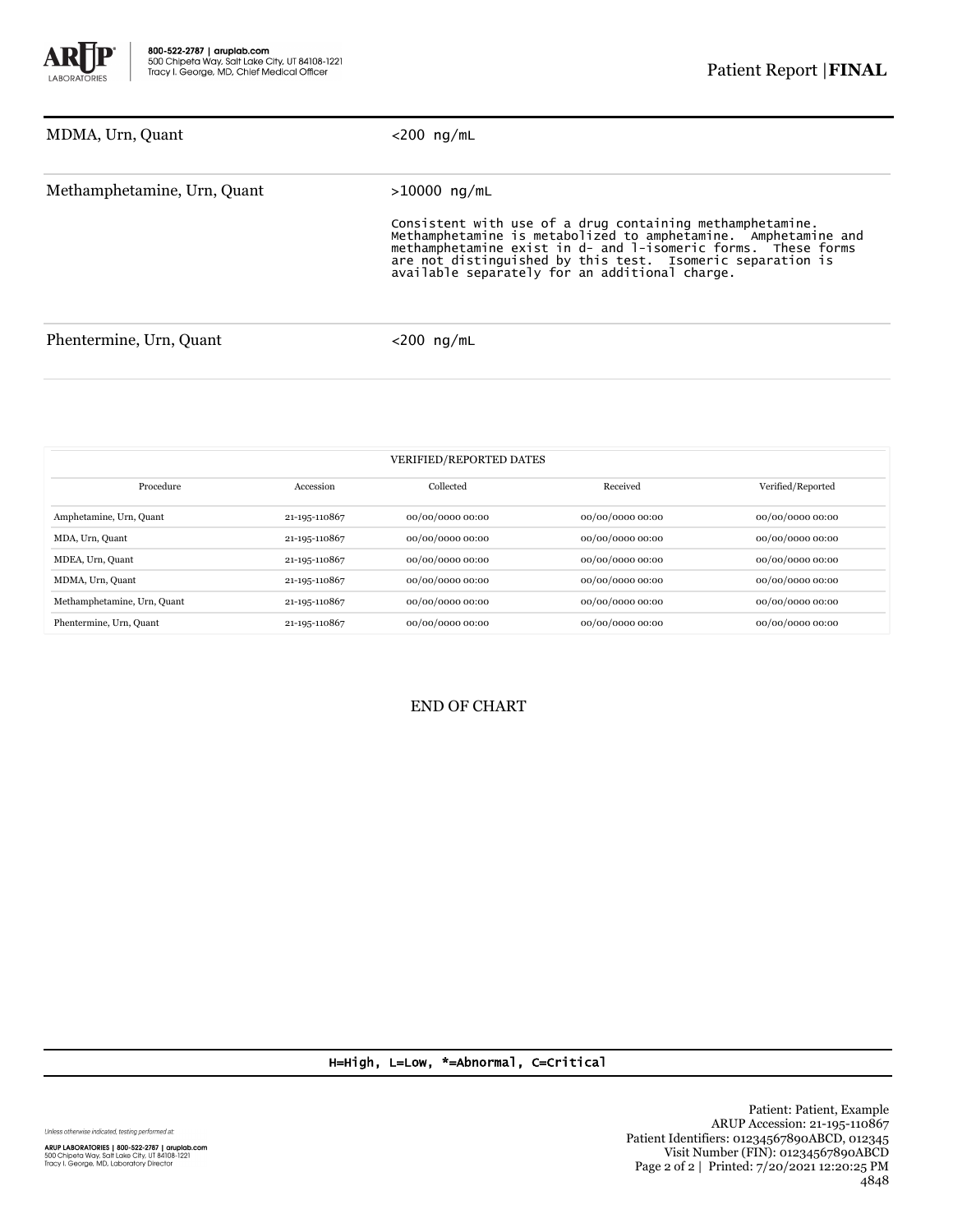| | |
|---|---|
| MDMA, Urn, Quant | <200 ng/mL |
| Methamphetamine, Urn, Quant | >10000 ng/mL<br><br>Consistent with use of a drug containing methamphetamine. Methamphetamine is metabolized to amphetamine. Amphetamine and methamphetamine exist in d- and l-isomeric forms. These forms are not distinguished by this test. Isomeric separation is available separately for an additional charge. |
| Phentermine, Urn, Quant | <200 ng/mL |

VERIFIED/REPORTED DATES

| Procedure | Accession | Collected | Received | Verified/Reported |
|---|---|---|---|---|
| Amphetamine, Urn, Quant | 21-195-110867 | 00/00/0000 00:00 | 00/00/0000 00:00 | 00/00/0000 00:00 |
| MDA, Urn, Quant | 21-195-110867 | 00/00/0000 00:00 | 00/00/0000 00:00 | 00/00/0000 00:00 |
| MDEA, Urn, Quant | 21-195-110867 | 00/00/0000 00:00 | 00/00/0000 00:00 | 00/00/0000 00:00 |
| MDMA, Urn, Quant | 21-195-110867 | 00/00/0000 00:00 | 00/00/0000 00:00 | 00/00/0000 00:00 |
| Methamphetamine, Urn, Quant | 21-195-110867 | 00/00/0000 00:00 | 00/00/0000 00:00 | 00/00/0000 00:00 |
| Phentermine, Urn, Quant | 21-195-110867 | 00/00/0000 00:00 | 00/00/0000 00:00 | 00/00/0000 00:00 |

END OF CHART

H=High, L=Low, *=Abnormal, C=Critical

Unless otherwise indicated, testing performed at:

ARUP LABORATORIES | 800-522-2787 | aruplab.com
500 Chipeta Way, Salt Lake City, UT 84108-1221
Tracy I. George, MD, Laboratory Director

Patient: Patient, Example
ARUP Accession: 21-195-110867
Patient Identifiers: 01234567890ABCD, 012345
Visit Number (FIN): 01234567890ABCD
Printed: 7/20/2021 12:20:25 PM
4848